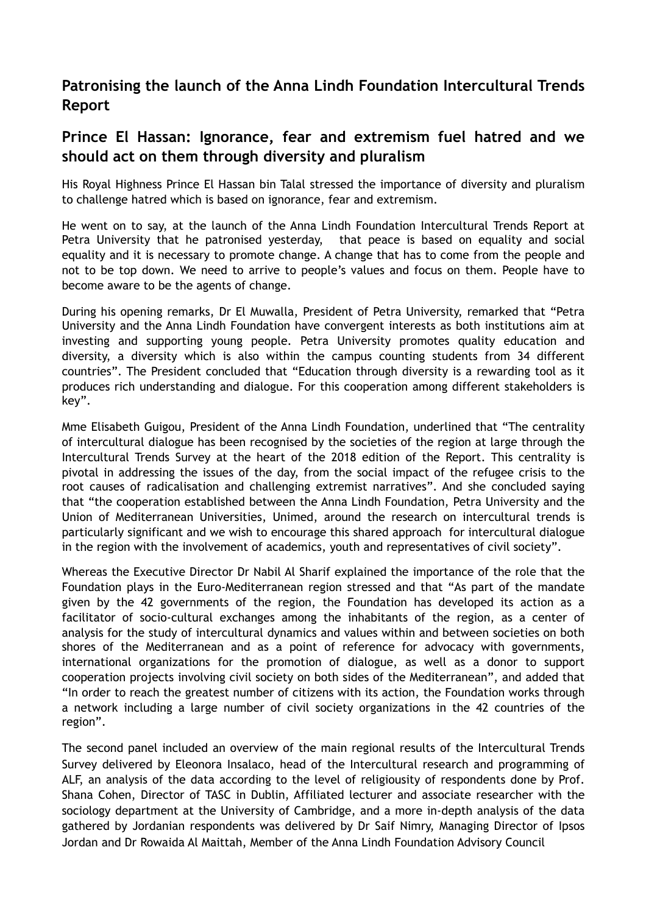## Patronising the launch of the Anna Lindh Foundation Intercultural Trends Report

## Prince El Hassan: Ignorance, fear and extremism fuel hatred and we should act on them through diversity and pluralism

His Royal Highness Prince El Hassan bin Talal stressed the importance of diversity and pluralism to challenge hatred which is based on ignorance, fear and extremism.

He went on to say, at the launch of the Anna Lindh Foundation Intercultural Trends Report at Petra University that he patronised yesterday, that peace is based on equality and social equality and it is necessary to promote change. A change that has to come from the people and not to be top down. We need to arrive to people's values and focus on them. People have to become aware to be the agents of change.

During his opening remarks, Dr El Muwalla, President of Petra University, remarked that "Petra University and the Anna Lindh Foundation have convergent interests as both institutions aim at investing and supporting young people. Petra University promotes quality education and diversity, a diversity which is also within the campus counting students from 34 different countries". The President concluded that "Education through diversity is a rewarding tool as it produces rich understanding and dialogue. For this cooperation among different stakeholders is key".

Mme Elisabeth Guigou, President of the Anna Lindh Foundation, underlined that "The centrality of intercultural dialogue has been recognised by the societies of the region at large through the Intercultural Trends Survey at the heart of the 2018 edition of the Report. This centrality is pivotal in addressing the issues of the day, from the social impact of the refugee crisis to the root causes of radicalisation and challenging extremist narratives". And she concluded saying that "the cooperation established between the Anna Lindh Foundation, Petra University and the Union of Mediterranean Universities, Unimed, around the research on intercultural trends is particularly significant and we wish to encourage this shared approach for intercultural dialogue in the region with the involvement of academics, youth and representatives of civil society".

Whereas the Executive Director Dr Nabil Al Sharif explained the importance of the role that the Foundation plays in the Euro-Mediterranean region stressed and that "As part of the mandate given by the 42 governments of the region, the Foundation has developed its action as a facilitator of socio-cultural exchanges among the inhabitants of the region, as a center of analysis for the study of intercultural dynamics and values within and between societies on both shores of the Mediterranean and as a point of reference for advocacy with governments, international organizations for the promotion of dialogue, as well as a donor to support cooperation projects involving civil society on both sides of the Mediterranean", and added that "In order to reach the greatest number of citizens with its action, the Foundation works through a network including a large number of civil society organizations in the 42 countries of the region".

The second panel included an overview of the main regional results of the Intercultural Trends Survey delivered by Eleonora Insalaco, head of the Intercultural research and programming of ALF, an analysis of the data according to the level of religiousity of respondents done by Prof. Shana Cohen, Director of TASC in Dublin, Affiliated lecturer and associate researcher with the sociology department at the University of Cambridge, and a more in-depth analysis of the data gathered by Jordanian respondents was delivered by Dr Saif Nimry, Managing Director of Ipsos Jordan and Dr Rowaida Al Maittah, Member of the Anna Lindh Foundation Advisory Council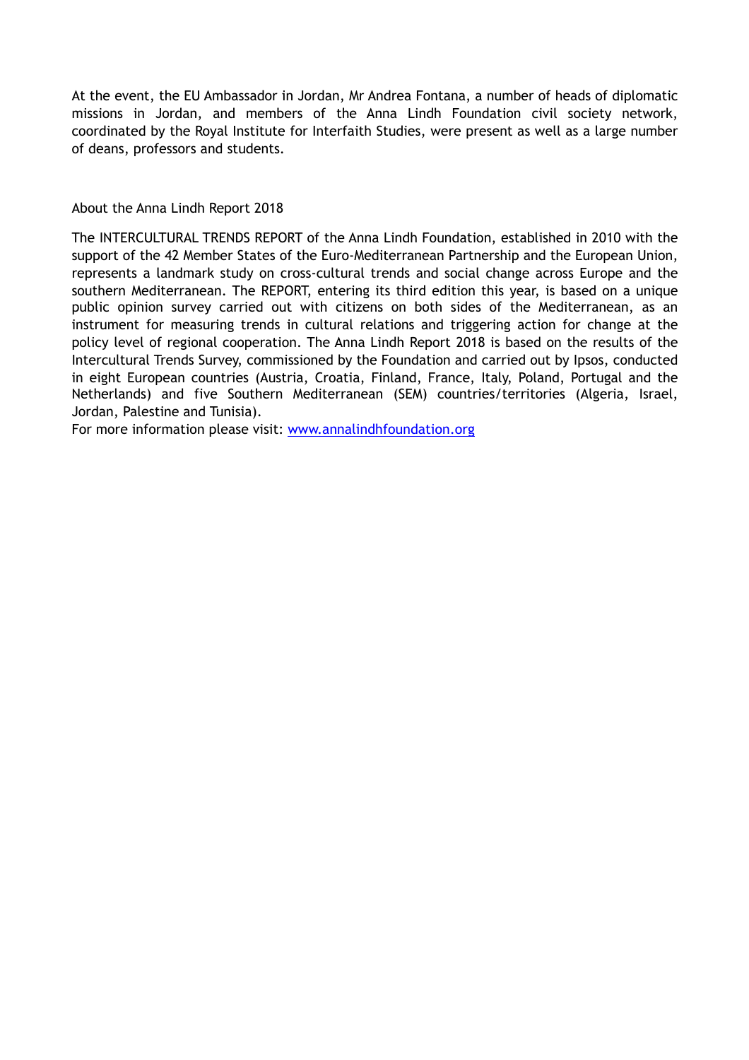At the event, the EU Ambassador in Jordan, Mr Andrea Fontana, a number of heads of diplomatic missions in Jordan, and members of the Anna Lindh Foundation civil society network, coordinated by the Royal Institute for Interfaith Studies, were present as well as a large number of deans, professors and students.

About the Anna Lindh Report 2018

The INTERCULTURAL TRENDS REPORT of the Anna Lindh Foundation, established in 2010 with the support of the 42 Member States of the Euro-Mediterranean Partnership and the European Union, represents a landmark study on cross-cultural trends and social change across Europe and the southern Mediterranean. The REPORT, entering its third edition this year, is based on a unique public opinion survey carried out with citizens on both sides of the Mediterranean, as an instrument for measuring trends in cultural relations and triggering action for change at the policy level of regional cooperation. The Anna Lindh Report 2018 is based on the results of the Intercultural Trends Survey, commissioned by the Foundation and carried out by Ipsos, conducted in eight European countries (Austria, Croatia, Finland, France, Italy, Poland, Portugal and the Netherlands) and five Southern Mediterranean (SEM) countries/territories (Algeria, Israel, Jordan, Palestine and Tunisia).
For more information please visit: [www.annalindhfoundation.org](http://www.annalindhfoundation.org)